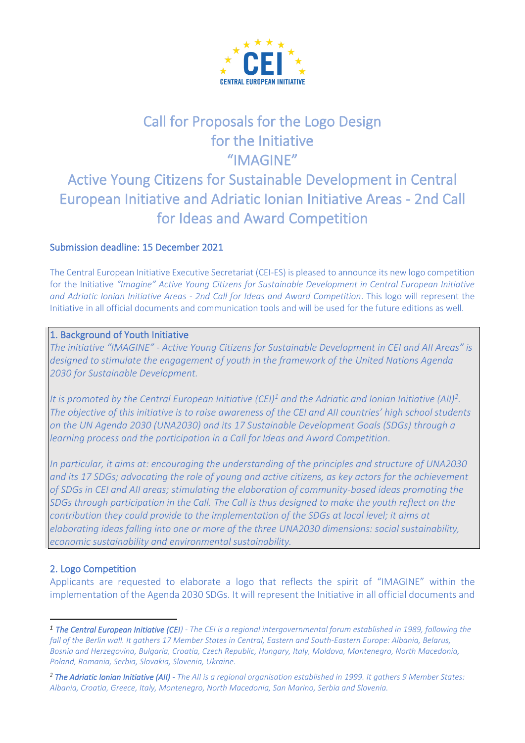# Call for Proposals for the Logo Design for the Initiative "IMAGINE"

# Active Young Citizens for Sustainable Development in Central European Initiative and Adriatic Ionian Initiative Areas - 2nd Call for Ideas and Award Competition

Submission deadline: 15 December 2021

The Central European Initiative Executive Secretariat (CEI-ES) is pleased to announce its new logo competition for the Initiative *"Imagine" Active Young Citizens for Sustainable Development in Central European Initiative and Adriatic Ionian Initiative Areas - 2nd Call for Ideas and Award Competition*. This logo will represent the Initiative in all official documents and communication tools and will be used for the future editions as well.

## 1. Background of Youth Initiative

*The initiative "IMAGINE" - Active Young Citizens for Sustainable Development in CEI and AII Areas" is designed to stimulate the engagement of youth in the framework of the United Nations Agenda 2030 for Sustainable Development.*

*It is promoted by the Central European Initiative (CEI)[1] and the Adriatic and Ionian Initiative (AII)[2]. The objective of this initiative is to raise awareness of the CEI and AII countries' high school students on the UN Agenda 2030 (UNA2030) and its 17 Sustainable Development Goals (SDGs) through a learning process and the participation in a Call for Ideas and Award Competition.*

*In particular, it aims at: encouraging the understanding of the principles and structure of UNA2030 and its 17 SDGs; advocating the role of young and active citizens, as key actors for the achievement of SDGs in CEI and AII areas; stimulating the elaboration of community-based ideas promoting the SDGs through participation in the Call. The Call is thus designed to make the youth reflect on the contribution they could provide to the implementation of the SDGs at local level; it aims at elaborating ideas falling into one or more of the three UNA2030 dimensions: social sustainability, economic sustainability and environmental sustainability.*

## 2. Logo Competition

Applicants are requested to elaborate a logo that reflects the spirit of "IMAGINE" within the implementation of the Agenda 2030 SDGs. It will represent the Initiative in all official documents and

---

[1] ***The Central European Initiative (CEI)*** *- The CEI is a regional intergovernmental forum established in 1989, following the fall of the Berlin wall. It gathers 17 Member States in Central, Eastern and South-Eastern Europe: Albania, Belarus, Bosnia and Herzegovina, Bulgaria, Croatia, Czech Republic, Hungary, Italy, Moldova, Montenegro, North Macedonia, Poland, Romania, Serbia, Slovakia, Slovenia, Ukraine.*

[2] ***The Adriatic Ionian Initiative (AII) -*** *The AII is a regional organisation established in 1999. It gathers 9 Member States: Albania, Croatia, Greece, Italy, Montenegro, North Macedonia, San Marino, Serbia and Slovenia.*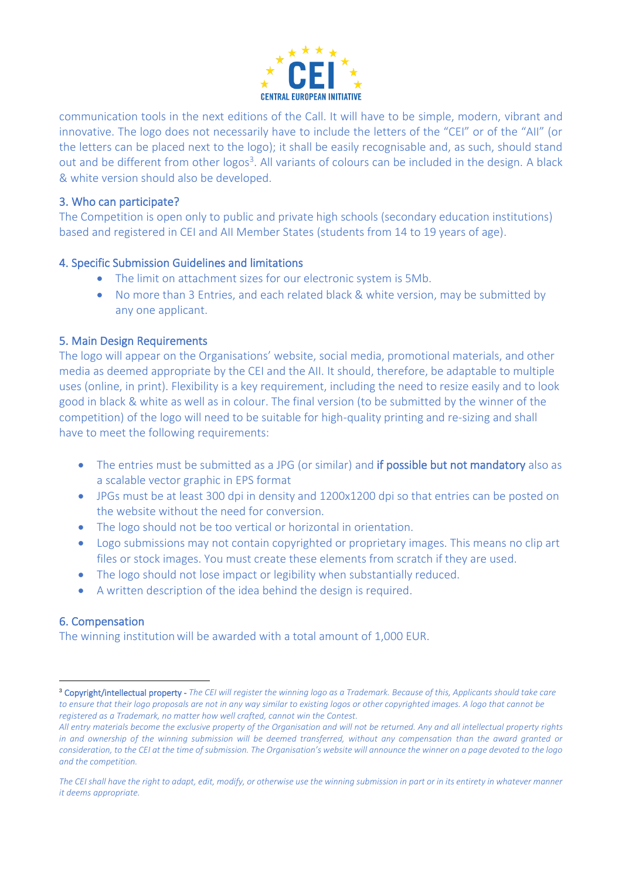communication tools in the next editions of the Call. It will have to be simple, modern, vibrant and innovative. The logo does not necessarily have to include the letters of the "CEI" or of the "AII" (or the letters can be placed next to the logo); it shall be easily recognisable and, as such, should stand out and be different from other logos[3]. All variants of colours can be included in the design. A black & white version should also be developed.

## 3. Who can participate?

The Competition is open only to public and private high schools (secondary education institutions) based and registered in CEI and AII Member States (students from 14 to 19 years of age).

## 4. Specific Submission Guidelines and limitations

- The limit on attachment sizes for our electronic system is 5Mb.
- No more than 3 Entries, and each related black & white version, may be submitted by any one applicant.

## 5. Main Design Requirements

The logo will appear on the Organisations' website, social media, promotional materials, and other media as deemed appropriate by the CEI and the AII. It should, therefore, be adaptable to multiple uses (online, in print). Flexibility is a key requirement, including the need to resize easily and to look good in black & white as well as in colour. The final version (to be submitted by the winner of the competition) of the logo will need to be suitable for high-quality printing and re-sizing and shall have to meet the following requirements:

- The entries must be submitted as a JPG (or similar) and **if possible but not mandatory** also as a scalable vector graphic in EPS format
- JPGs must be at least 300 dpi in density and 1200x1200 dpi so that entries can be posted on the website without the need for conversion.
- The logo should not be too vertical or horizontal in orientation.
- Logo submissions may not contain copyrighted or proprietary images. This means no clip art files or stock images. You must create these elements from scratch if they are used.
- The logo should not lose impact or legibility when substantially reduced.
- A written description of the idea behind the design is required.

## 6. Compensation

The winning institution will be awarded with a total amount of 1,000 EUR.

---

[3] Copyright/intellectual property - *The CEI will register the winning logo as a Trademark. Because of this, Applicants should take care to ensure that their logo proposals are not in any way similar to existing logos or other copyrighted images. A logo that cannot be registered as a Trademark, no matter how well crafted, cannot win the Contest.*

*All entry materials become the exclusive property of the Organisation and will not be returned. Any and all intellectual property rights in and ownership of the winning submission will be deemed transferred, without any compensation than the award granted or consideration, to the CEI at the time of submission. The Organisation's website will announce the winner on a page devoted to the logo and the competition.*

*The CEI shall have the right to adapt, edit, modify, or otherwise use the winning submission in part or in its entirety in whatever manner it deems appropriate.*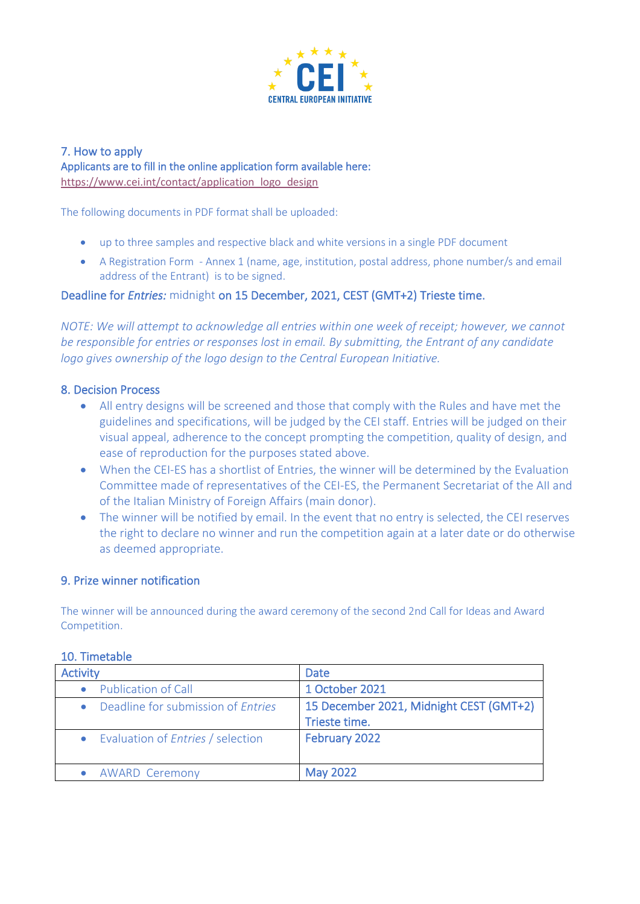## 7. How to apply

Applicants are to fill in the online application form available here:
https://www.cei.int/contact/application_logo_design

The following documents in PDF format shall be uploaded:

- up to three samples and respective black and white versions in a single PDF document
- A Registration Form - Annex 1 (name, age, institution, postal address, phone number/s and email address of the Entrant) is to be signed.

Deadline for *Entries:* midnight on 15 December, 2021, CEST (GMT+2) Trieste time.

*NOTE: We will attempt to acknowledge all entries within one week of receipt; however, we cannot be responsible for entries or responses lost in email. By submitting, the Entrant of any candidate logo gives ownership of the logo design to the Central European Initiative.*

## 8. Decision Process

- All entry designs will be screened and those that comply with the Rules and have met the guidelines and specifications, will be judged by the CEI staff. Entries will be judged on their visual appeal, adherence to the concept prompting the competition, quality of design, and ease of reproduction for the purposes stated above.
- When the CEI-ES has a shortlist of Entries, the winner will be determined by the Evaluation Committee made of representatives of the CEI-ES, the Permanent Secretariat of the AII and of the Italian Ministry of Foreign Affairs (main donor).
- The winner will be notified by email. In the event that no entry is selected, the CEI reserves the right to declare no winner and run the competition again at a later date or do otherwise as deemed appropriate.

## 9. Prize winner notification

The winner will be announced during the award ceremony of the second 2nd Call for Ideas and Award Competition.

## 10. Timetable

| Activity | Date |
|---|---|
| • Publication of Call | 1 October 2021 |
| • Deadline for submission of *Entries* | 15 December 2021, Midnight CEST (GMT+2) Trieste time. |
| • Evaluation of *Entries* / selection | February 2022 |
| • AWARD Ceremony | May 2022 |